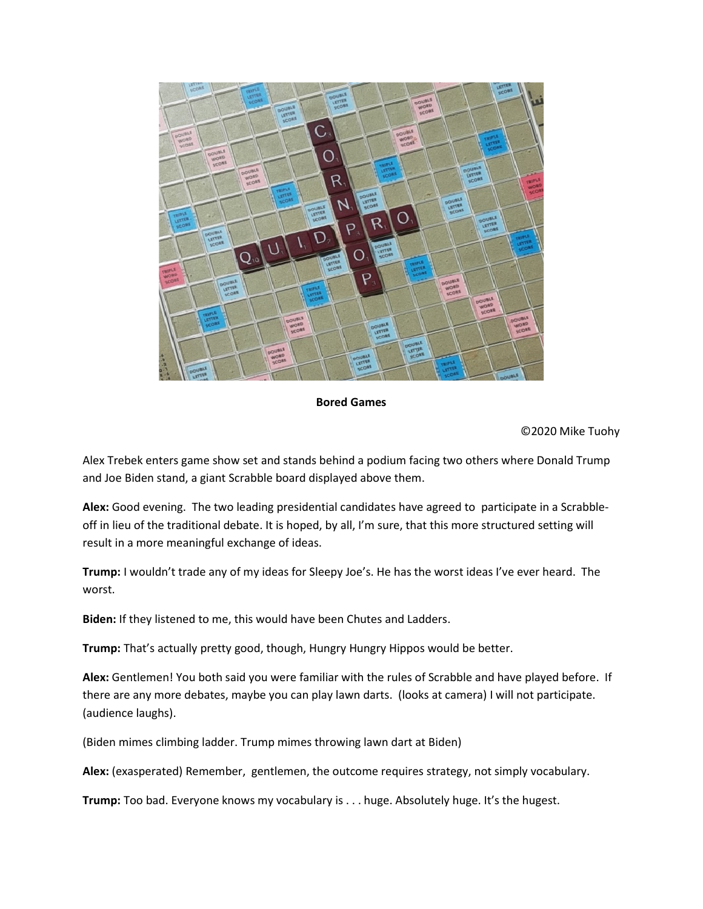**Bored Games**

©2020 Mike Tuohy

Alex Trebek enters game show set and stands behind a podium facing two others where Donald Trump and Joe Biden stand, a giant Scrabble board displayed above them.

**Alex:** Good evening. The two leading presidential candidates have agreed to participate in a Scrabble-off in lieu of the traditional debate. It is hoped, by all, I'm sure, that this more structured setting will result in a more meaningful exchange of ideas.

**Trump:** I wouldn't trade any of my ideas for Sleepy Joe's. He has the worst ideas I've ever heard. The worst.

**Biden:** If they listened to me, this would have been Chutes and Ladders.

**Trump:** That's actually pretty good, though, Hungry Hungry Hippos would be better.

**Alex:** Gentlemen! You both said you were familiar with the rules of Scrabble and have played before. If there are any more debates, maybe you can play lawn darts. (looks at camera) I will not participate. (audience laughs).

(Biden mimes climbing ladder. Trump mimes throwing lawn dart at Biden)

**Alex:** (exasperated) Remember, gentlemen, the outcome requires strategy, not simply vocabulary.

**Trump:** Too bad. Everyone knows my vocabulary is . . . huge. Absolutely huge. It's the hugest.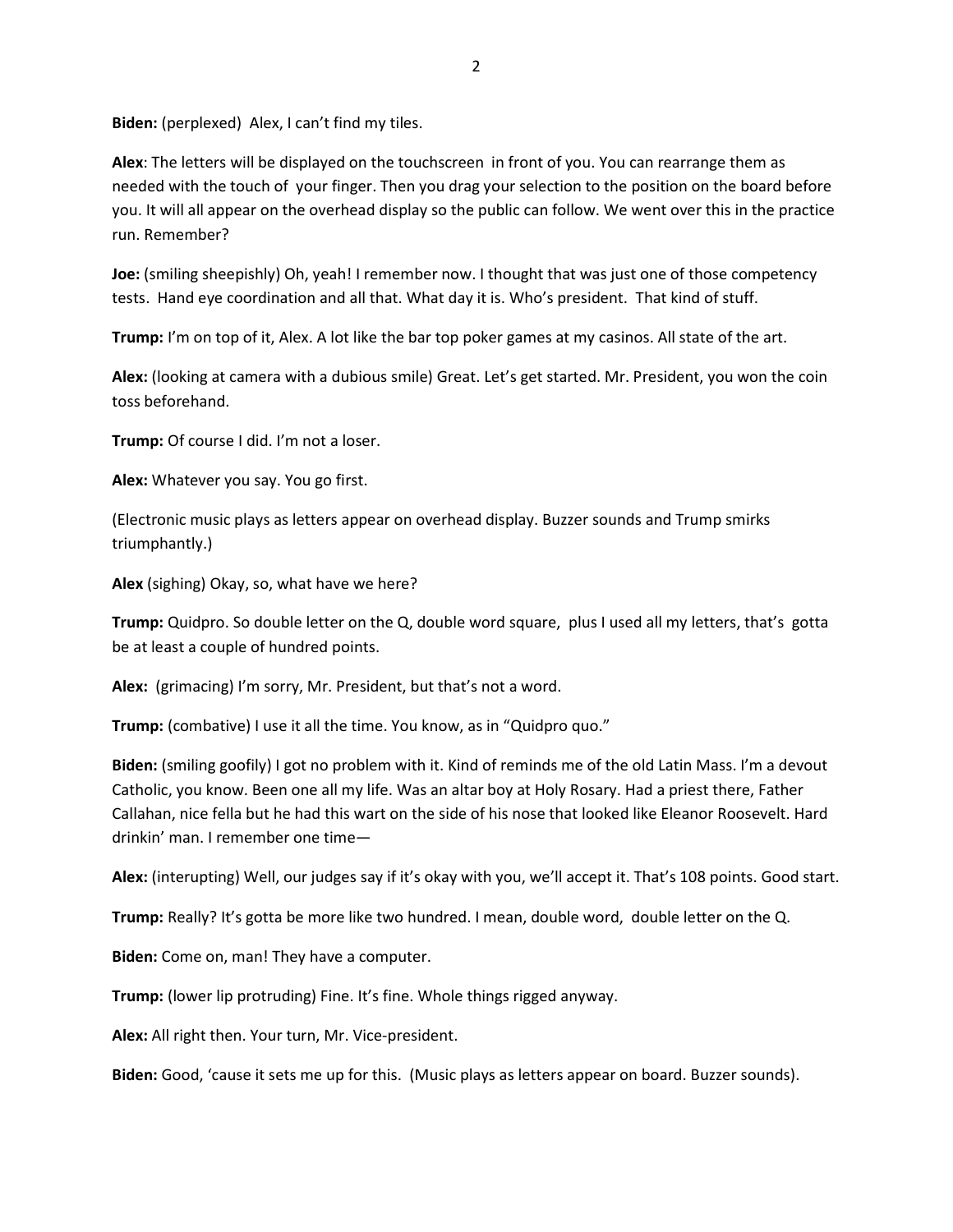**Biden:** (perplexed) Alex, I can't find my tiles.

**Alex**: The letters will be displayed on the touchscreen in front of you. You can rearrange them as needed with the touch of your finger. Then you drag your selection to the position on the board before you. It will all appear on the overhead display so the public can follow. We went over this in the practice run. Remember?

**Joe:** (smiling sheepishly) Oh, yeah! I remember now. I thought that was just one of those competency tests. Hand eye coordination and all that. What day it is. Who's president. That kind of stuff.

**Trump:** I'm on top of it, Alex. A lot like the bar top poker games at my casinos. All state of the art.

**Alex:** (looking at camera with a dubious smile) Great. Let's get started. Mr. President, you won the coin toss beforehand.

**Trump:** Of course I did. I'm not a loser.

**Alex:** Whatever you say. You go first.

(Electronic music plays as letters appear on overhead display. Buzzer sounds and Trump smirks triumphantly.)

**Alex** (sighing) Okay, so, what have we here?

**Trump:** Quidpro. So double letter on the Q, double word square, plus I used all my letters, that's gotta be at least a couple of hundred points.

**Alex:** (grimacing) I'm sorry, Mr. President, but that's not a word.

**Trump:** (combative) I use it all the time. You know, as in "Quidpro quo."

**Biden:** (smiling goofily) I got no problem with it. Kind of reminds me of the old Latin Mass. I'm a devout Catholic, you know. Been one all my life. Was an altar boy at Holy Rosary. Had a priest there, Father Callahan, nice fella but he had this wart on the side of his nose that looked like Eleanor Roosevelt. Hard drinkin' man. I remember one time—

**Alex:** (interupting) Well, our judges say if it's okay with you, we'll accept it. That's 108 points. Good start.

**Trump:** Really? It's gotta be more like two hundred. I mean, double word, double letter on the Q.

**Biden:** Come on, man! They have a computer.

**Trump:** (lower lip protruding) Fine. It's fine. Whole things rigged anyway.

**Alex:** All right then. Your turn, Mr. Vice-president.

**Biden:** Good, 'cause it sets me up for this. (Music plays as letters appear on board. Buzzer sounds).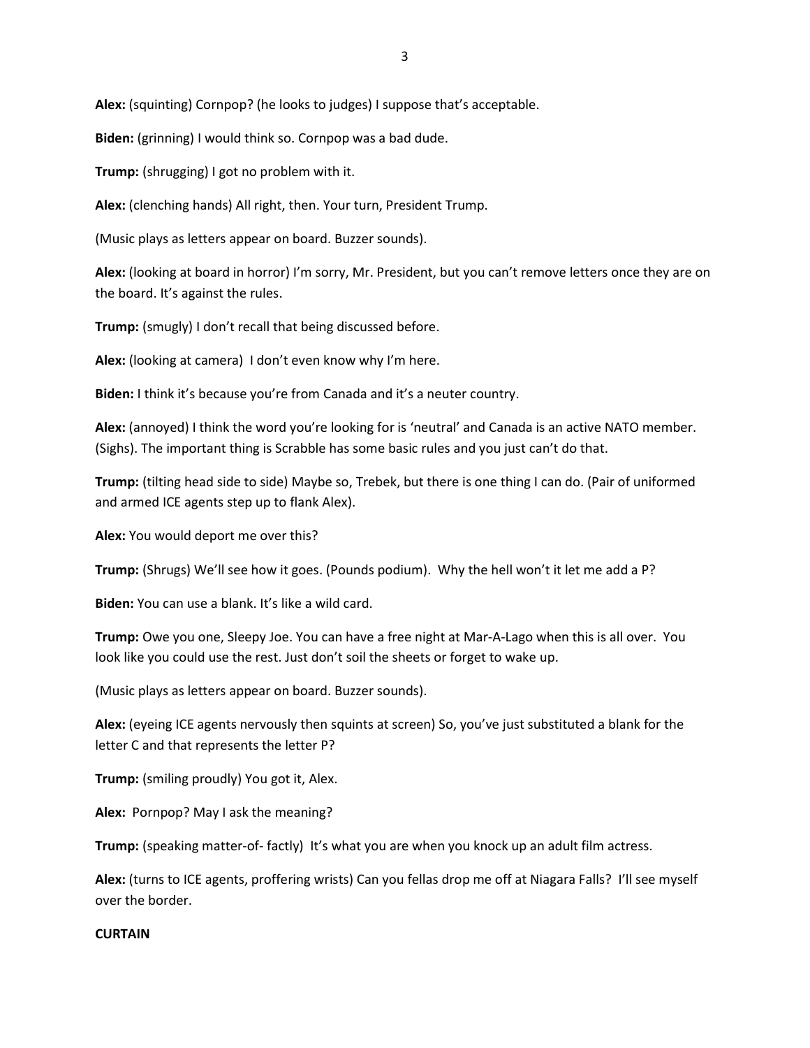**Alex:** (squinting) Cornpop? (he looks to judges) I suppose that's acceptable.

**Biden:** (grinning) I would think so. Cornpop was a bad dude.

**Trump:** (shrugging) I got no problem with it.

**Alex:** (clenching hands) All right, then. Your turn, President Trump.

(Music plays as letters appear on board. Buzzer sounds).

**Alex:** (looking at board in horror) I'm sorry, Mr. President, but you can't remove letters once they are on the board. It's against the rules.

**Trump:** (smugly) I don't recall that being discussed before.

**Alex:** (looking at camera) I don't even know why I'm here.

**Biden:** I think it's because you're from Canada and it's a neuter country.

**Alex:** (annoyed) I think the word you're looking for is 'neutral' and Canada is an active NATO member. (Sighs). The important thing is Scrabble has some basic rules and you just can't do that.

**Trump:** (tilting head side to side) Maybe so, Trebek, but there is one thing I can do. (Pair of uniformed and armed ICE agents step up to flank Alex).

**Alex:** You would deport me over this?

**Trump:** (Shrugs) We'll see how it goes. (Pounds podium). Why the hell won't it let me add a P?

**Biden:** You can use a blank. It's like a wild card.

**Trump:** Owe you one, Sleepy Joe. You can have a free night at Mar-A-Lago when this is all over. You look like you could use the rest. Just don't soil the sheets or forget to wake up.

(Music plays as letters appear on board. Buzzer sounds).

**Alex:** (eyeing ICE agents nervously then squints at screen) So, you've just substituted a blank for the letter C and that represents the letter P?

**Trump:** (smiling proudly) You got it, Alex.

**Alex:** Pornpop? May I ask the meaning?

**Trump:** (speaking matter-of- factly) It's what you are when you knock up an adult film actress.

**Alex:** (turns to ICE agents, proffering wrists) Can you fellas drop me off at Niagara Falls? I'll see myself over the border.

**CURTAIN**